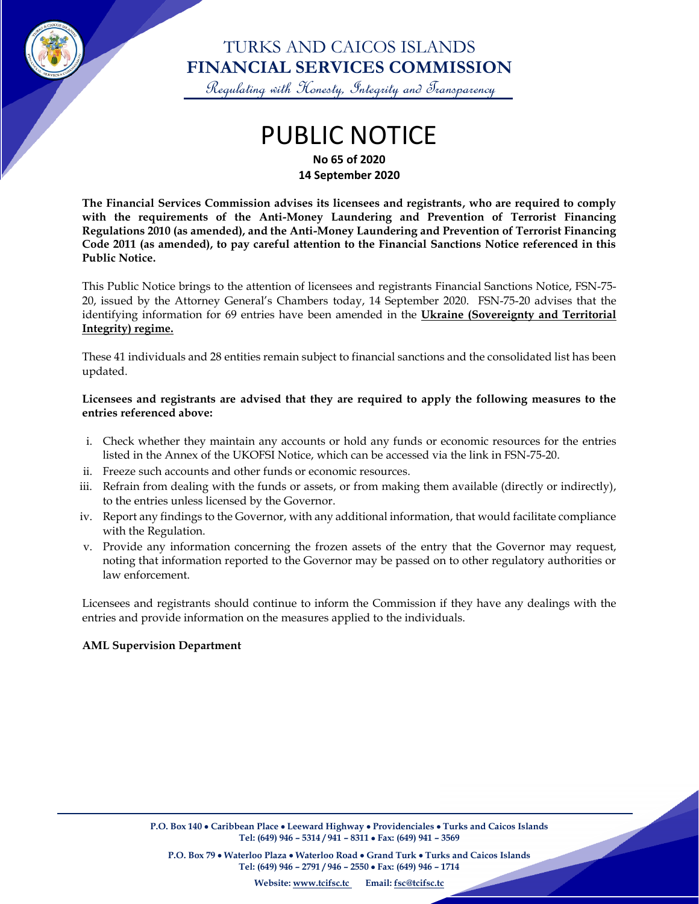# TURKS AND CAICOS ISLANDS
# FINANCIAL SERVICES COMMISSION

*Regulating with Honesty, Integrity and Transparency*

# PUBLIC NOTICE

**No 65 of 2020**
**14 September 2020**

**The Financial Services Commission advises its licensees and registrants, who are required to comply with the requirements of the Anti-Money Laundering and Prevention of Terrorist Financing Regulations 2010 (as amended), and the Anti-Money Laundering and Prevention of Terrorist Financing Code 2011 (as amended), to pay careful attention to the Financial Sanctions Notice referenced in this Public Notice.**

This Public Notice brings to the attention of licensees and registrants Financial Sanctions Notice, FSN-75-20, issued by the Attorney General's Chambers today, 14 September 2020. FSN-75-20 advises that the identifying information for 69 entries have been amended in the **Ukraine (Sovereignty and Territorial Integrity) regime.**

These 41 individuals and 28 entities remain subject to financial sanctions and the consolidated list has been updated.

**Licensees and registrants are advised that they are required to apply the following measures to the entries referenced above:**

i. Check whether they maintain any accounts or hold any funds or economic resources for the entries listed in the Annex of the UKOFSI Notice, which can be accessed via the link in FSN-75-20.
ii. Freeze such accounts and other funds or economic resources.
iii. Refrain from dealing with the funds or assets, or from making them available (directly or indirectly), to the entries unless licensed by the Governor.
iv. Report any findings to the Governor, with any additional information, that would facilitate compliance with the Regulation.
v. Provide any information concerning the frozen assets of the entry that the Governor may request, noting that information reported to the Governor may be passed on to other regulatory authorities or law enforcement.

Licensees and registrants should continue to inform the Commission if they have any dealings with the entries and provide information on the measures applied to the individuals.

**AML Supervision Department**

**P.O. Box 140 • Caribbean Place • Leeward Highway • Providenciales • Turks and Caicos Islands**
**Tel: (649) 946 – 5314 / 941 – 8311 • Fax: (649) 941 – 3569**

**P.O. Box 79 • Waterloo Plaza • Waterloo Road • Grand Turk • Turks and Caicos Islands**
**Tel: (649) 946 – 2791 / 946 – 2550 • Fax: (649) 946 – 1714**

**Website: www.tcifsc.tc Email: fsc@tcifsc.tc**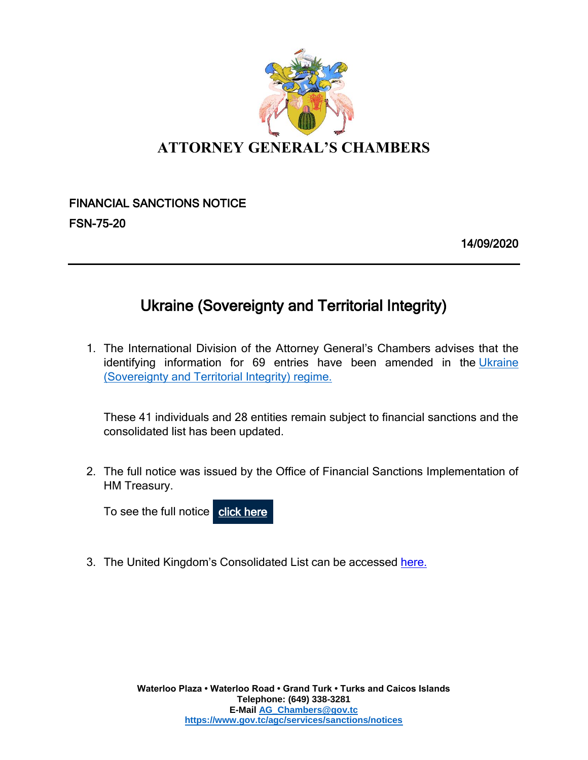# ATTORNEY GENERAL'S CHAMBERS

FINANCIAL SANCTIONS NOTICE

FSN-75-20

14/09/2020

## Ukraine (Sovereignty and Territorial Integrity)

1. The International Division of the Attorney General's Chambers advises that the identifying information for 69 entries have been amended in the Ukraine (Sovereignty and Territorial Integrity) regime.

   These 41 individuals and 28 entities remain subject to financial sanctions and the consolidated list has been updated.

2. The full notice was issued by the Office of Financial Sanctions Implementation of HM Treasury.

   To see the full notice **click here**

3. The United Kingdom's Consolidated List can be accessed here.

**Waterloo Plaza • Waterloo Road • Grand Turk • Turks and Caicos Islands**
**Telephone: (649) 338-3281**
**E-Mail AG_Chambers@gov.tc**
**https://www.gov.tc/agc/services/sanctions/notices**